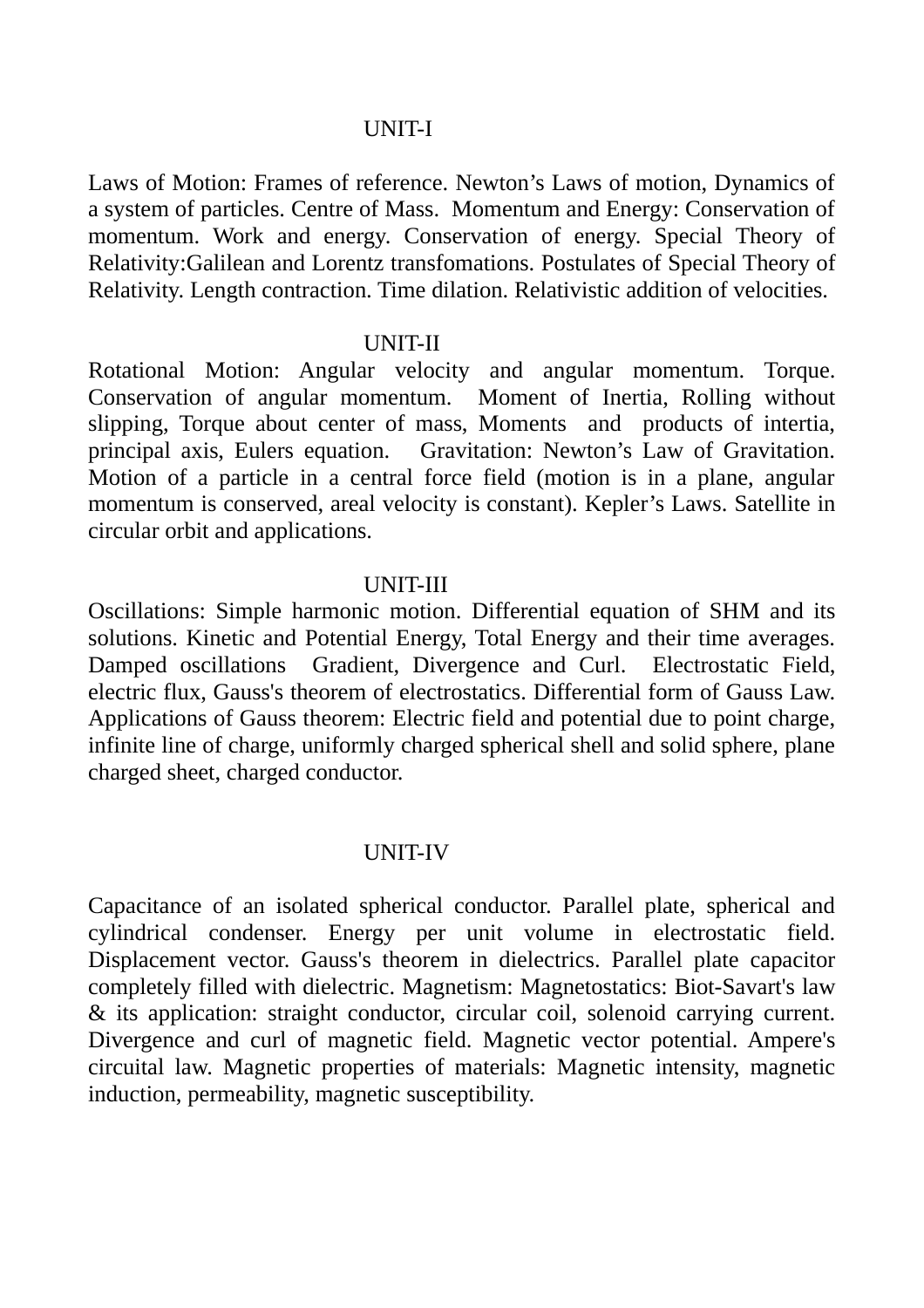## UNIT-I

Laws of Motion: Frames of reference. Newton's Laws of motion, Dynamics of a system of particles. Centre of Mass. Momentum and Energy: Conservation of momentum. Work and energy. Conservation of energy. Special Theory of Relativity:Galilean and Lorentz transfomations. Postulates of Special Theory of Relativity. Length contraction. Time dilation. Relativistic addition of velocities.

## UNIT-II

Rotational Motion: Angular velocity and angular momentum. Torque. Conservation of angular momentum. Moment of Inertia, Rolling without slipping, Torque about center of mass, Moments and products of intertia, principal axis, Eulers equation. Gravitation: Newton's Law of Gravitation. Motion of a particle in a central force field (motion is in a plane, angular momentum is conserved, areal velocity is constant). Kepler's Laws. Satellite in circular orbit and applications.

## UNIT-III

Oscillations: Simple harmonic motion. Differential equation of SHM and its solutions. Kinetic and Potential Energy, Total Energy and their time averages. Damped oscillations Gradient, Divergence and Curl. Electrostatic Field, electric flux, Gauss's theorem of electrostatics. Differential form of Gauss Law. Applications of Gauss theorem: Electric field and potential due to point charge, infinite line of charge, uniformly charged spherical shell and solid sphere, plane charged sheet, charged conductor.

## UNIT-IV

Capacitance of an isolated spherical conductor. Parallel plate, spherical and cylindrical condenser. Energy per unit volume in electrostatic field. Displacement vector. Gauss's theorem in dielectrics. Parallel plate capacitor completely filled with dielectric. Magnetism: Magnetostatics: Biot-Savart's law & its application: straight conductor, circular coil, solenoid carrying current. Divergence and curl of magnetic field. Magnetic vector potential. Ampere's circuital law. Magnetic properties of materials: Magnetic intensity, magnetic induction, permeability, magnetic susceptibility.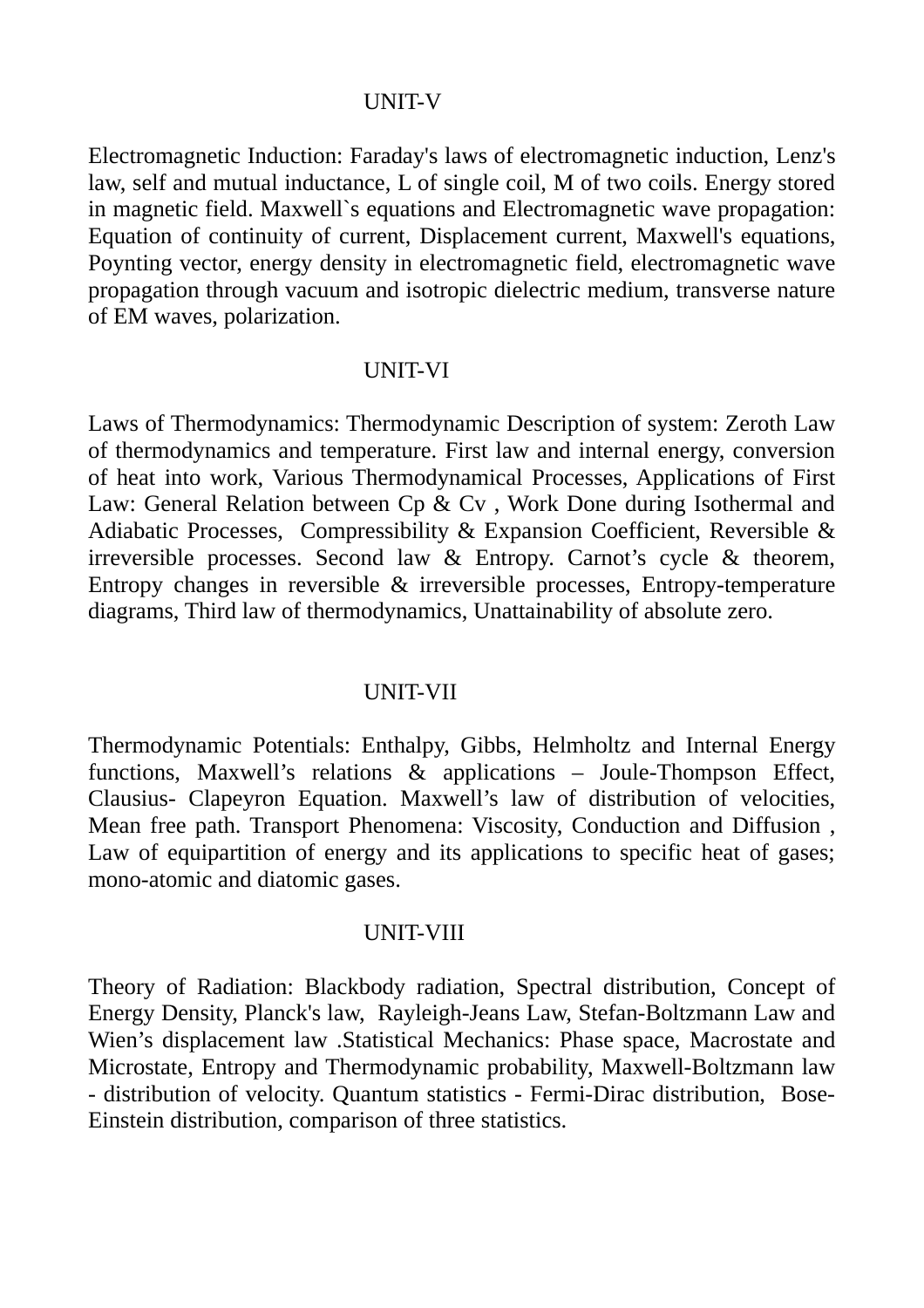## UNIT-V

Electromagnetic Induction: Faraday's laws of electromagnetic induction, Lenz's law, self and mutual inductance, L of single coil, M of two coils. Energy stored in magnetic field. Maxwell`s equations and Electromagnetic wave propagation: Equation of continuity of current, Displacement current, Maxwell's equations, Poynting vector, energy density in electromagnetic field, electromagnetic wave propagation through vacuum and isotropic dielectric medium, transverse nature of EM waves, polarization.

## UNIT-VI

Laws of Thermodynamics: Thermodynamic Description of system: Zeroth Law of thermodynamics and temperature. First law and internal energy, conversion of heat into work, Various Thermodynamical Processes, Applications of First Law: General Relation between Cp & Cv , Work Done during Isothermal and Adiabatic Processes, Compressibility & Expansion Coefficient, Reversible & irreversible processes. Second law & Entropy. Carnot’s cycle & theorem, Entropy changes in reversible & irreversible processes, Entropy-temperature diagrams, Third law of thermodynamics, Unattainability of absolute zero.

## UNIT-VII

Thermodynamic Potentials: Enthalpy, Gibbs, Helmholtz and Internal Energy functions, Maxwell’s relations & applications – Joule-Thompson Effect, Clausius- Clapeyron Equation. Maxwell’s law of distribution of velocities, Mean free path. Transport Phenomena: Viscosity, Conduction and Diffusion , Law of equipartition of energy and its applications to specific heat of gases; mono-atomic and diatomic gases.

## UNIT-VIII

Theory of Radiation: Blackbody radiation, Spectral distribution, Concept of Energy Density, Planck's law, Rayleigh-Jeans Law, Stefan-Boltzmann Law and Wien’s displacement law .Statistical Mechanics: Phase space, Macrostate and Microstate, Entropy and Thermodynamic probability, Maxwell-Boltzmann law - distribution of velocity. Quantum statistics - Fermi-Dirac distribution, Bose-Einstein distribution, comparison of three statistics.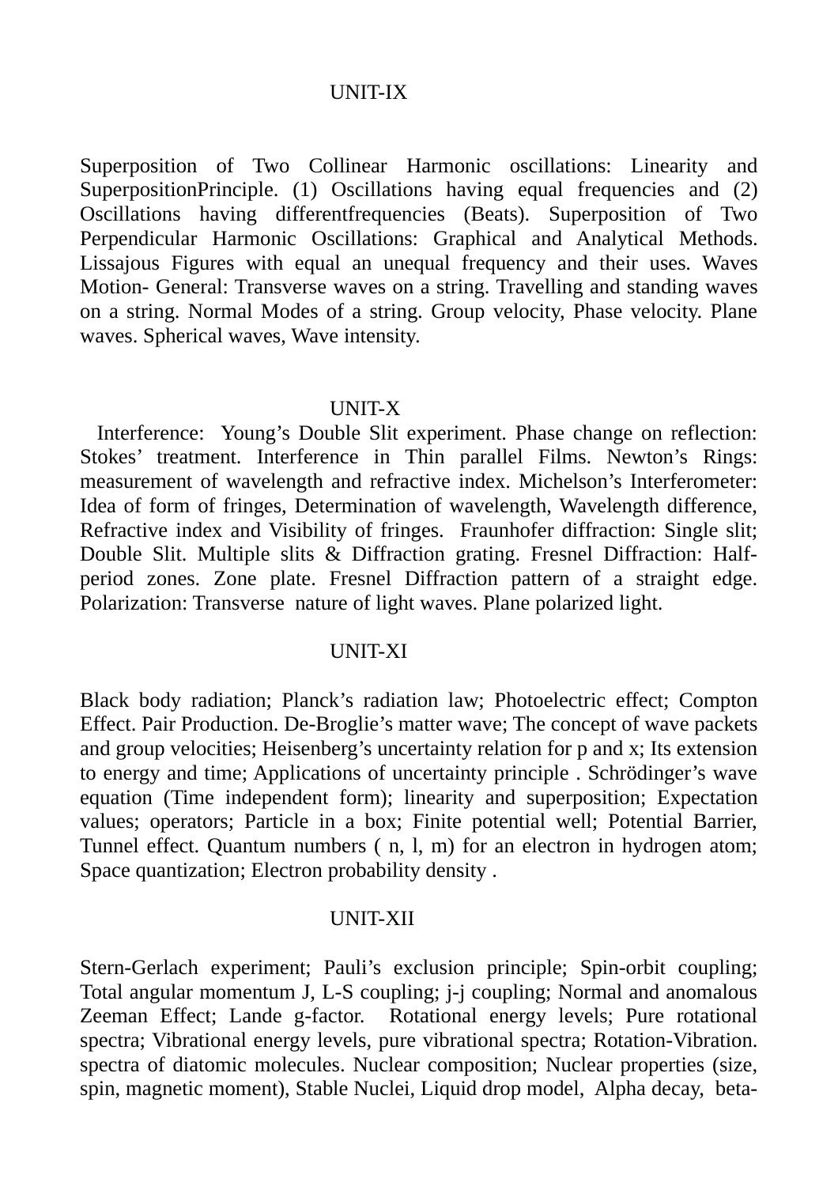## UNIT-IX

Superposition of Two Collinear Harmonic oscillations: Linearity and SuperpositionPrinciple. (1) Oscillations having equal frequencies and (2) Oscillations having differentfrequencies (Beats). Superposition of Two Perpendicular Harmonic Oscillations: Graphical and Analytical Methods. Lissajous Figures with equal an unequal frequency and their uses. Waves Motion- General: Transverse waves on a string. Travelling and standing waves on a string. Normal Modes of a string. Group velocity, Phase velocity. Plane waves. Spherical waves, Wave intensity.

## UNIT-X

Interference: Young's Double Slit experiment. Phase change on reflection: Stokes' treatment. Interference in Thin parallel Films. Newton's Rings: measurement of wavelength and refractive index. Michelson's Interferometer: Idea of form of fringes, Determination of wavelength, Wavelength difference, Refractive index and Visibility of fringes. Fraunhofer diffraction: Single slit; Double Slit. Multiple slits & Diffraction grating. Fresnel Diffraction: Half-period zones. Zone plate. Fresnel Diffraction pattern of a straight edge. Polarization: Transverse nature of light waves. Plane polarized light.

## UNIT-XI

Black body radiation; Planck's radiation law; Photoelectric effect; Compton Effect. Pair Production. De-Broglie's matter wave; The concept of wave packets and group velocities; Heisenberg's uncertainty relation for p and x; Its extension to energy and time; Applications of uncertainty principle . Schrödinger's wave equation (Time independent form); linearity and superposition; Expectation values; operators; Particle in a box; Finite potential well; Potential Barrier, Tunnel effect. Quantum numbers ( n, l, m) for an electron in hydrogen atom; Space quantization; Electron probability density .

## UNIT-XII

Stern-Gerlach experiment; Pauli's exclusion principle; Spin-orbit coupling; Total angular momentum J, L-S coupling; j-j coupling; Normal and anomalous Zeeman Effect; Lande g-factor. Rotational energy levels; Pure rotational spectra; Vibrational energy levels, pure vibrational spectra; Rotation-Vibration. spectra of diatomic molecules. Nuclear composition; Nuclear properties (size, spin, magnetic moment), Stable Nuclei, Liquid drop model, Alpha decay, beta-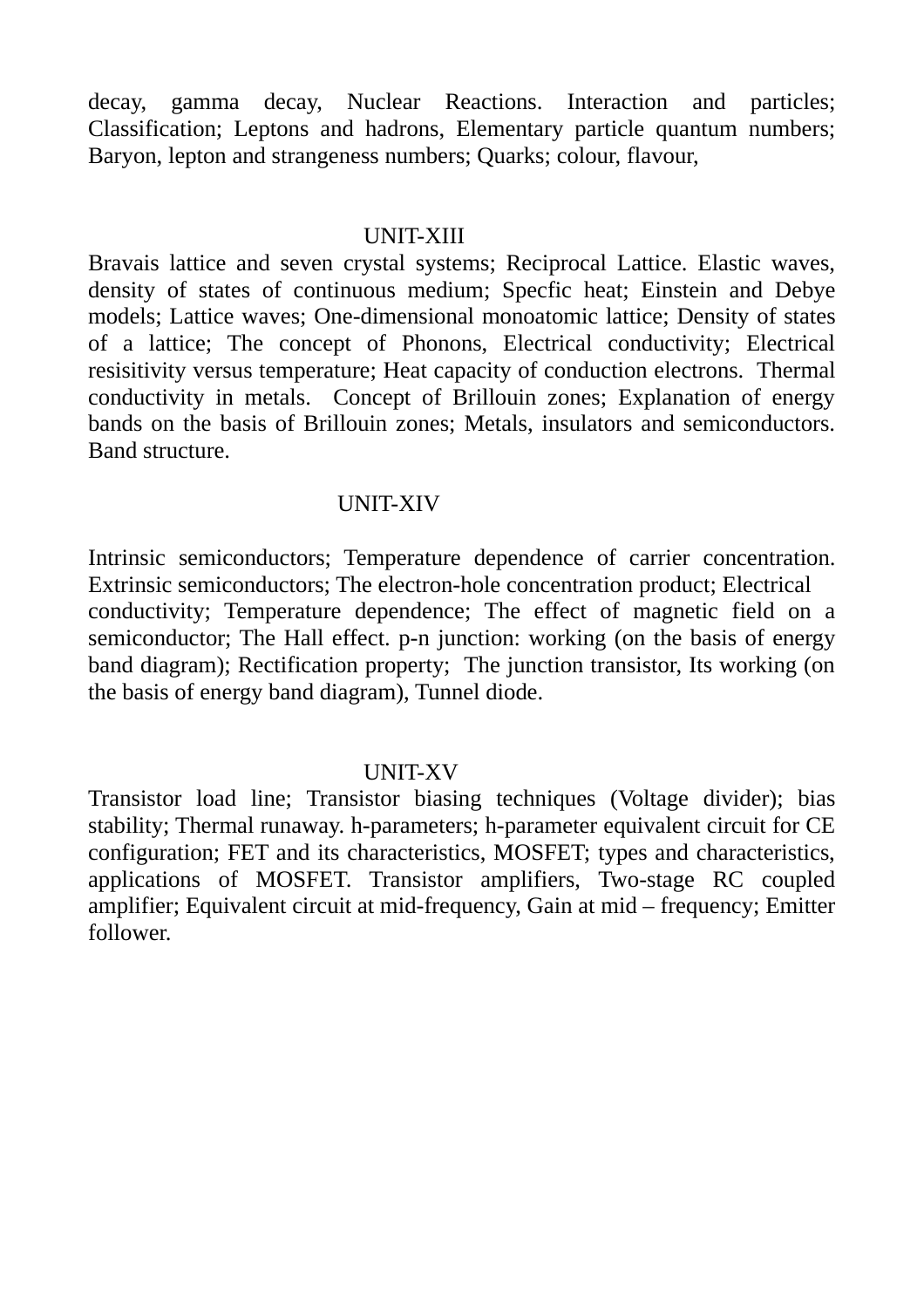decay, gamma decay, Nuclear Reactions. Interaction and particles; Classification; Leptons and hadrons, Elementary particle quantum numbers; Baryon, lepton and strangeness numbers; Quarks; colour, flavour,

## UNIT-XIII

Bravais lattice and seven crystal systems; Reciprocal Lattice. Elastic waves, density of states of continuous medium; Specfic heat; Einstein and Debye models; Lattice waves; One-dimensional monoatomic lattice; Density of states of a lattice; The concept of Phonons, Electrical conductivity; Electrical resisitivity versus temperature; Heat capacity of conduction electrons. Thermal conductivity in metals. Concept of Brillouin zones; Explanation of energy bands on the basis of Brillouin zones; Metals, insulators and semiconductors. Band structure.

## UNIT-XIV

Intrinsic semiconductors; Temperature dependence of carrier concentration. Extrinsic semiconductors; The electron-hole concentration product; Electrical conductivity; Temperature dependence; The effect of magnetic field on a semiconductor; The Hall effect. p-n junction: working (on the basis of energy band diagram); Rectification property; The junction transistor, Its working (on the basis of energy band diagram), Tunnel diode.

## UNIT-XV

Transistor load line; Transistor biasing techniques (Voltage divider); bias stability; Thermal runaway. h-parameters; h-parameter equivalent circuit for CE configuration; FET and its characteristics, MOSFET; types and characteristics, applications of MOSFET. Transistor amplifiers, Two-stage RC coupled amplifier; Equivalent circuit at mid-frequency, Gain at mid – frequency; Emitter follower.